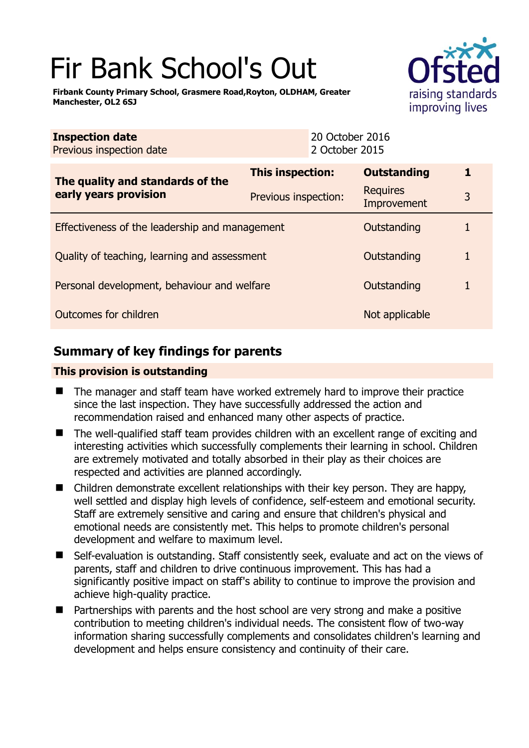# Fir Bank School's Out

**Firbank County Primary School, Grasmere Road,Royton, OLDHAM, Greater Manchester, OL2 6SJ**

| **Inspection date** | 20 October 2016 |
|---|---|
| Previous inspection date | 2 October 2015 |

| **The quality and standards of the early years provision** | **This inspection:** | **Outstanding** | **1** |
|---|---|---|---|
| | Previous inspection: | Requires Improvement | 3 |
| Effectiveness of the leadership and management | | Outstanding | 1 |
| Quality of teaching, learning and assessment | | Outstanding | 1 |
| Personal development, behaviour and welfare | | Outstanding | 1 |
| Outcomes for children | | Not applicable | |

## Summary of key findings for parents

**This provision is outstanding**

- The manager and staff team have worked extremely hard to improve their practice since the last inspection. They have successfully addressed the action and recommendation raised and enhanced many other aspects of practice.
- The well-qualified staff team provides children with an excellent range of exciting and interesting activities which successfully complements their learning in school. Children are extremely motivated and totally absorbed in their play as their choices are respected and activities are planned accordingly.
- Children demonstrate excellent relationships with their key person. They are happy, well settled and display high levels of confidence, self-esteem and emotional security. Staff are extremely sensitive and caring and ensure that children's physical and emotional needs are consistently met. This helps to promote children's personal development and welfare to maximum level.
- Self-evaluation is outstanding. Staff consistently seek, evaluate and act on the views of parents, staff and children to drive continuous improvement. This has had a significantly positive impact on staff's ability to continue to improve the provision and achieve high-quality practice.
- Partnerships with parents and the host school are very strong and make a positive contribution to meeting children's individual needs. The consistent flow of two-way information sharing successfully complements and consolidates children's learning and development and helps ensure consistency and continuity of their care.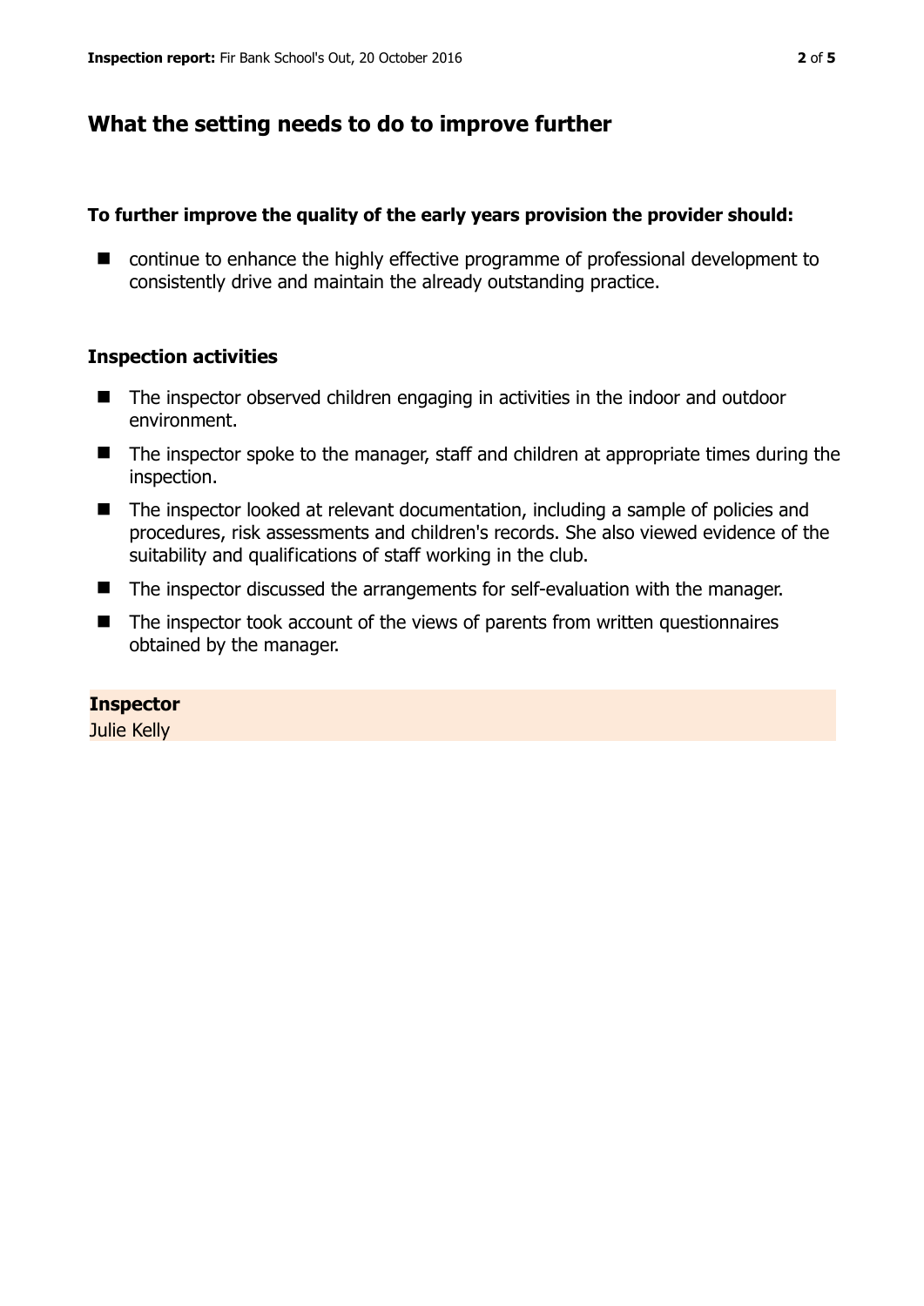## What the setting needs to do to improve further

**To further improve the quality of the early years provision the provider should:**

- continue to enhance the highly effective programme of professional development to consistently drive and maintain the already outstanding practice.

### Inspection activities

- The inspector observed children engaging in activities in the indoor and outdoor environment.
- The inspector spoke to the manager, staff and children at appropriate times during the inspection.
- The inspector looked at relevant documentation, including a sample of policies and procedures, risk assessments and children's records. She also viewed evidence of the suitability and qualifications of staff working in the club.
- The inspector discussed the arrangements for self-evaluation with the manager.
- The inspector took account of the views of parents from written questionnaires obtained by the manager.

**Inspector**
Julie Kelly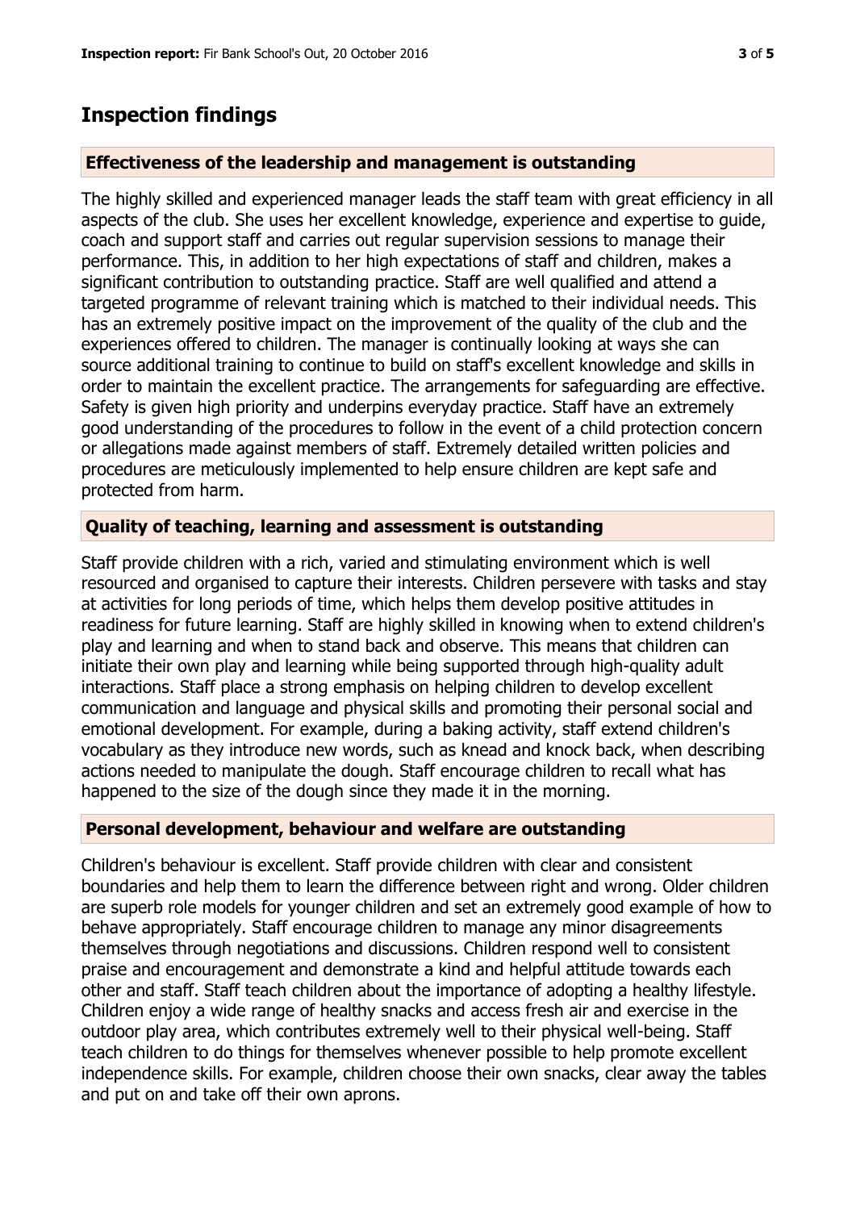## Inspection findings

### Effectiveness of the leadership and management is outstanding

The highly skilled and experienced manager leads the staff team with great efficiency in all aspects of the club. She uses her excellent knowledge, experience and expertise to guide, coach and support staff and carries out regular supervision sessions to manage their performance. This, in addition to her high expectations of staff and children, makes a significant contribution to outstanding practice. Staff are well qualified and attend a targeted programme of relevant training which is matched to their individual needs. This has an extremely positive impact on the improvement of the quality of the club and the experiences offered to children. The manager is continually looking at ways she can source additional training to continue to build on staff's excellent knowledge and skills in order to maintain the excellent practice. The arrangements for safeguarding are effective. Safety is given high priority and underpins everyday practice. Staff have an extremely good understanding of the procedures to follow in the event of a child protection concern or allegations made against members of staff. Extremely detailed written policies and procedures are meticulously implemented to help ensure children are kept safe and protected from harm.

### Quality of teaching, learning and assessment is outstanding

Staff provide children with a rich, varied and stimulating environment which is well resourced and organised to capture their interests. Children persevere with tasks and stay at activities for long periods of time, which helps them develop positive attitudes in readiness for future learning. Staff are highly skilled in knowing when to extend children's play and learning and when to stand back and observe. This means that children can initiate their own play and learning while being supported through high-quality adult interactions. Staff place a strong emphasis on helping children to develop excellent communication and language and physical skills and promoting their personal social and emotional development. For example, during a baking activity, staff extend children's vocabulary as they introduce new words, such as knead and knock back, when describing actions needed to manipulate the dough. Staff encourage children to recall what has happened to the size of the dough since they made it in the morning.

### Personal development, behaviour and welfare are outstanding

Children's behaviour is excellent. Staff provide children with clear and consistent boundaries and help them to learn the difference between right and wrong. Older children are superb role models for younger children and set an extremely good example of how to behave appropriately. Staff encourage children to manage any minor disagreements themselves through negotiations and discussions. Children respond well to consistent praise and encouragement and demonstrate a kind and helpful attitude towards each other and staff. Staff teach children about the importance of adopting a healthy lifestyle. Children enjoy a wide range of healthy snacks and access fresh air and exercise in the outdoor play area, which contributes extremely well to their physical well-being. Staff teach children to do things for themselves whenever possible to help promote excellent independence skills. For example, children choose their own snacks, clear away the tables and put on and take off their own aprons.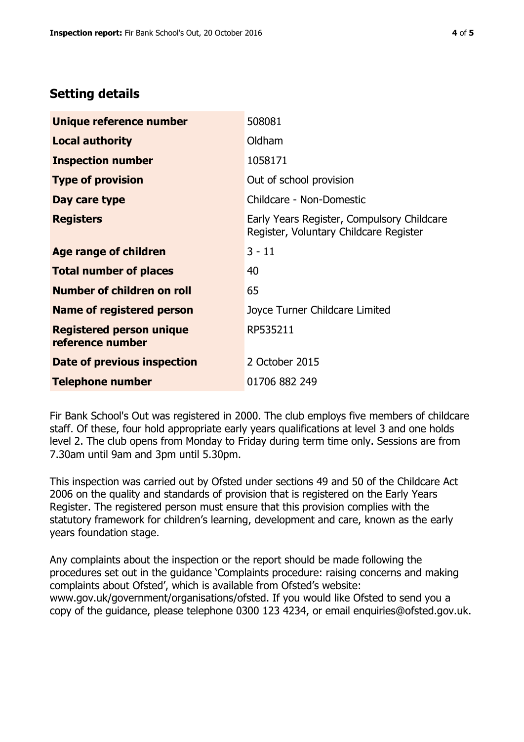## Setting details

| | |
|---|---|
| **Unique reference number** | 508081 |
| **Local authority** | Oldham |
| **Inspection number** | 1058171 |
| **Type of provision** | Out of school provision |
| **Day care type** | Childcare - Non-Domestic |
| **Registers** | Early Years Register, Compulsory Childcare Register, Voluntary Childcare Register |
| **Age range of children** | 3 - 11 |
| **Total number of places** | 40 |
| **Number of children on roll** | 65 |
| **Name of registered person** | Joyce Turner Childcare Limited |
| **Registered person unique reference number** | RP535211 |
| **Date of previous inspection** | 2 October 2015 |
| **Telephone number** | 01706 882 249 |

Fir Bank School's Out was registered in 2000. The club employs five members of childcare staff. Of these, four hold appropriate early years qualifications at level 3 and one holds level 2. The club opens from Monday to Friday during term time only. Sessions are from 7.30am until 9am and 3pm until 5.30pm.

This inspection was carried out by Ofsted under sections 49 and 50 of the Childcare Act 2006 on the quality and standards of provision that is registered on the Early Years Register. The registered person must ensure that this provision complies with the statutory framework for children's learning, development and care, known as the early years foundation stage.

Any complaints about the inspection or the report should be made following the procedures set out in the guidance 'Complaints procedure: raising concerns and making complaints about Ofsted', which is available from Ofsted's website: www.gov.uk/government/organisations/ofsted. If you would like Ofsted to send you a copy of the guidance, please telephone 0300 123 4234, or email enquiries@ofsted.gov.uk.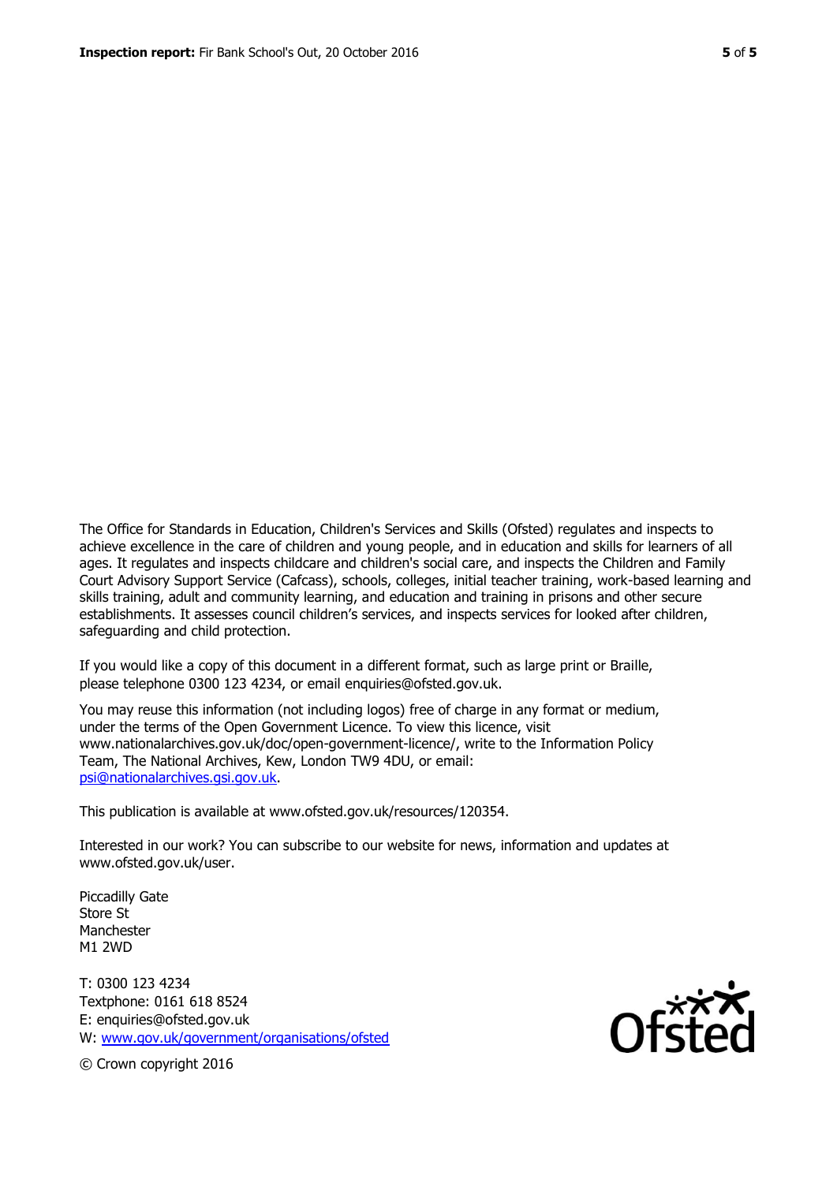The Office for Standards in Education, Children's Services and Skills (Ofsted) regulates and inspects to achieve excellence in the care of children and young people, and in education and skills for learners of all ages. It regulates and inspects childcare and children's social care, and inspects the Children and Family Court Advisory Support Service (Cafcass), schools, colleges, initial teacher training, work-based learning and skills training, adult and community learning, and education and training in prisons and other secure establishments. It assesses council children's services, and inspects services for looked after children, safeguarding and child protection.

If you would like a copy of this document in a different format, such as large print or Braille, please telephone 0300 123 4234, or email enquiries@ofsted.gov.uk.

You may reuse this information (not including logos) free of charge in any format or medium, under the terms of the Open Government Licence. To view this licence, visit www.nationalarchives.gov.uk/doc/open-government-licence/, write to the Information Policy Team, The National Archives, Kew, London TW9 4DU, or email: psi@nationalarchives.gsi.gov.uk.

This publication is available at www.ofsted.gov.uk/resources/120354.

Interested in our work? You can subscribe to our website for news, information and updates at www.ofsted.gov.uk/user.

Piccadilly Gate  
Store St  
Manchester  
M1 2WD

T: 0300 123 4234  
Textphone: 0161 618 8524  
E: enquiries@ofsted.gov.uk  
W: www.gov.uk/government/organisations/ofsted

© Crown copyright 2016